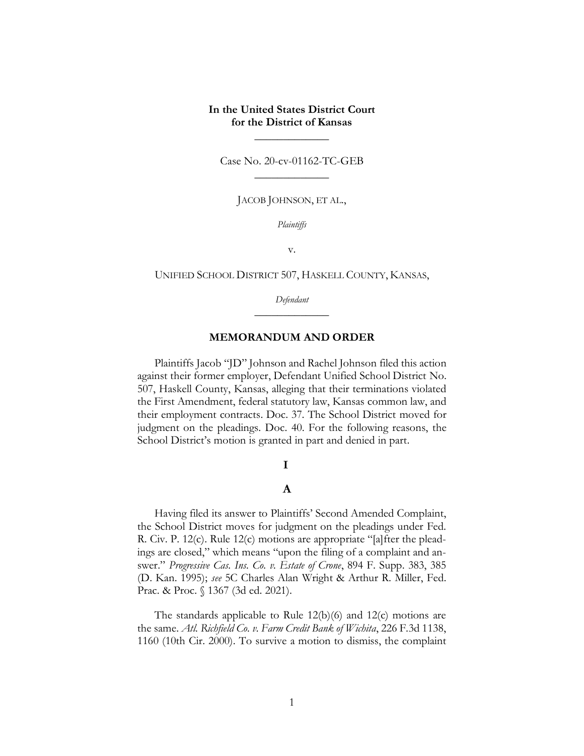**In the United States District Court for the District of Kansas**

---

Case No. 20-cv-01162-TC-GEB

---

JACOB JOHNSON, ET AL.,

*Plaintiffs*

v.

UNIFIED SCHOOL DISTRICT 507, HASKELL COUNTY, KANSAS,

*Defendant*

---

## MEMORANDUM AND ORDER

Plaintiffs Jacob "JD" Johnson and Rachel Johnson filed this action against their former employer, Defendant Unified School District No. 507, Haskell County, Kansas, alleging that their terminations violated the First Amendment, federal statutory law, Kansas common law, and their employment contracts. Doc. 37. The School District moved for judgment on the pleadings. Doc. 40. For the following reasons, the School District's motion is granted in part and denied in part.

### I

### A

Having filed its answer to Plaintiffs' Second Amended Complaint, the School District moves for judgment on the pleadings under Fed. R. Civ. P. 12(c). Rule 12(c) motions are appropriate "[a]fter the pleadings are closed," which means "upon the filing of a complaint and answer." *Progressive Cas. Ins. Co. v. Estate of Crone*, 894 F. Supp. 383, 385 (D. Kan. 1995); *see* 5C Charles Alan Wright & Arthur R. Miller, Fed. Prac. & Proc. § 1367 (3d ed. 2021).

The standards applicable to Rule 12(b)(6) and 12(c) motions are the same. *Atl. Richfield Co. v. Farm Credit Bank of Wichita*, 226 F.3d 1138, 1160 (10th Cir. 2000). To survive a motion to dismiss, the complaint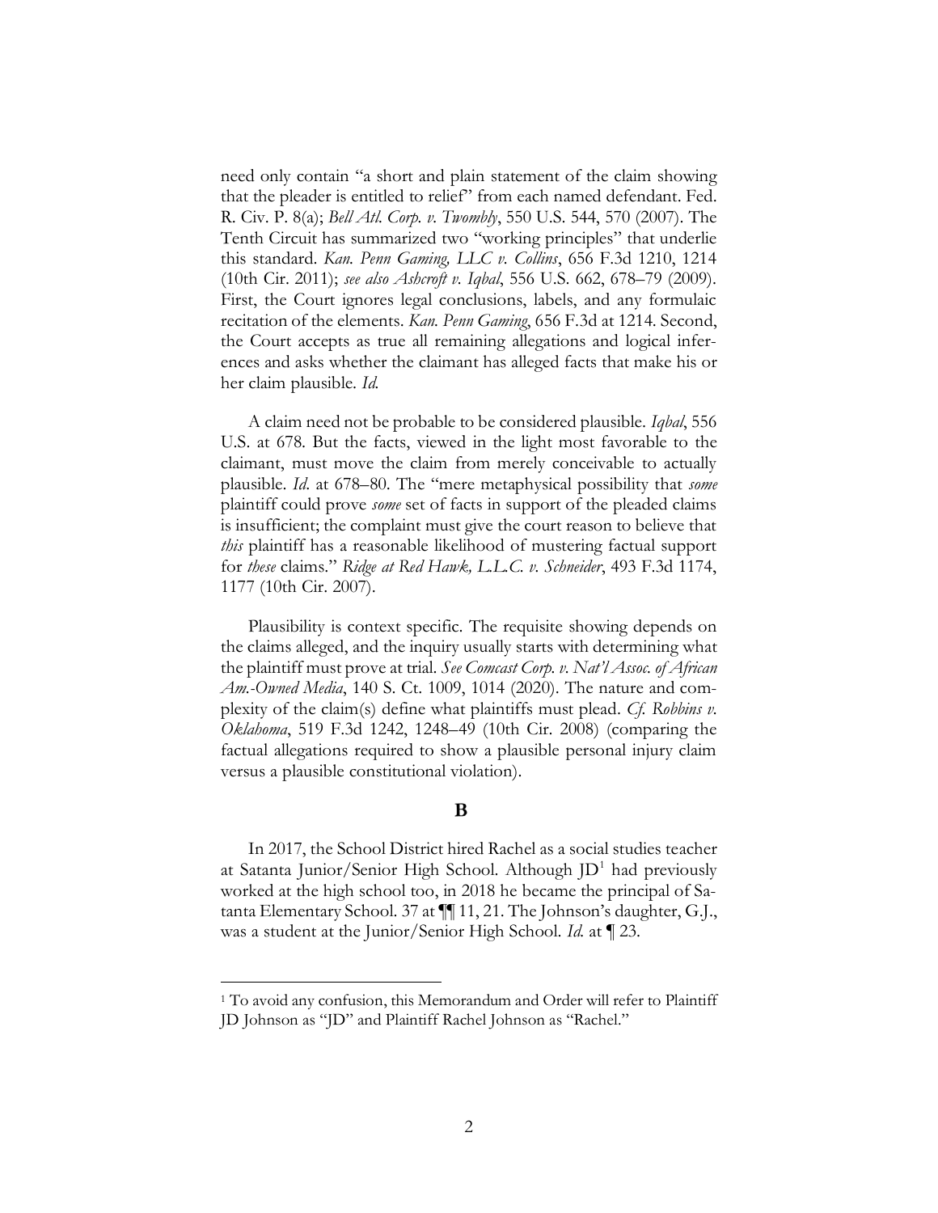need only contain "a short and plain statement of the claim showing that the pleader is entitled to relief" from each named defendant. Fed. R. Civ. P. 8(a); *Bell Atl. Corp. v. Twombly*, 550 U.S. 544, 570 (2007). The Tenth Circuit has summarized two "working principles" that underlie this standard. *Kan. Penn Gaming, LLC v. Collins*, 656 F.3d 1210, 1214 (10th Cir. 2011); *see also Ashcroft v. Iqbal*, 556 U.S. 662, 678–79 (2009). First, the Court ignores legal conclusions, labels, and any formulaic recitation of the elements. *Kan. Penn Gaming*, 656 F.3d at 1214. Second, the Court accepts as true all remaining allegations and logical inferences and asks whether the claimant has alleged facts that make his or her claim plausible. *Id.*

A claim need not be probable to be considered plausible. *Iqbal*, 556 U.S. at 678. But the facts, viewed in the light most favorable to the claimant, must move the claim from merely conceivable to actually plausible. *Id.* at 678–80. The "mere metaphysical possibility that *some* plaintiff could prove *some* set of facts in support of the pleaded claims is insufficient; the complaint must give the court reason to believe that *this* plaintiff has a reasonable likelihood of mustering factual support for *these* claims." *Ridge at Red Hawk, L.L.C. v. Schneider*, 493 F.3d 1174, 1177 (10th Cir. 2007).

Plausibility is context specific. The requisite showing depends on the claims alleged, and the inquiry usually starts with determining what the plaintiff must prove at trial. *See Comcast Corp. v. Nat'l Assoc. of African Am.-Owned Media*, 140 S. Ct. 1009, 1014 (2020). The nature and complexity of the claim(s) define what plaintiffs must plead. *Cf. Robbins v. Oklahoma*, 519 F.3d 1242, 1248–49 (10th Cir. 2008) (comparing the factual allegations required to show a plausible personal injury claim versus a plausible constitutional violation).

## B

In 2017, the School District hired Rachel as a social studies teacher at Satanta Junior/Senior High School. Although JD[1] had previously worked at the high school too, in 2018 he became the principal of Satanta Elementary School. 37 at ¶¶ 11, 21. The Johnson's daughter, G.J., was a student at the Junior/Senior High School. *Id.* at ¶ 23.

---

[1] To avoid any confusion, this Memorandum and Order will refer to Plaintiff JD Johnson as "JD" and Plaintiff Rachel Johnson as "Rachel."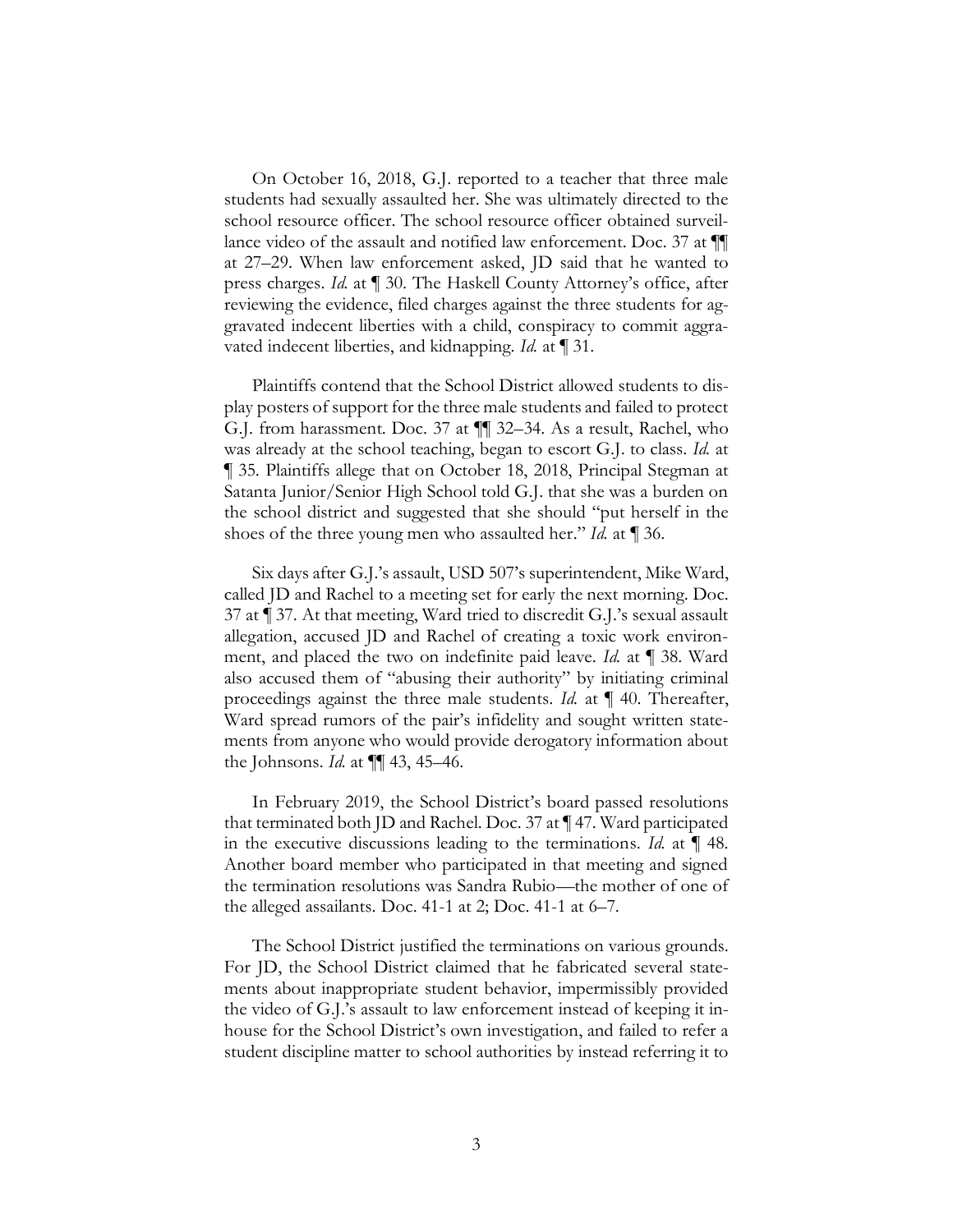On October 16, 2018, G.J. reported to a teacher that three male students had sexually assaulted her. She was ultimately directed to the school resource officer. The school resource officer obtained surveillance video of the assault and notified law enforcement. Doc. 37 at ¶¶ at 27–29. When law enforcement asked, JD said that he wanted to press charges. *Id.* at ¶ 30. The Haskell County Attorney's office, after reviewing the evidence, filed charges against the three students for aggravated indecent liberties with a child, conspiracy to commit aggravated indecent liberties, and kidnapping. *Id.* at ¶ 31.

Plaintiffs contend that the School District allowed students to display posters of support for the three male students and failed to protect G.J. from harassment. Doc. 37 at ¶¶ 32–34. As a result, Rachel, who was already at the school teaching, began to escort G.J. to class. *Id.* at ¶ 35. Plaintiffs allege that on October 18, 2018, Principal Stegman at Satanta Junior/Senior High School told G.J. that she was a burden on the school district and suggested that she should "put herself in the shoes of the three young men who assaulted her." *Id.* at ¶ 36.

Six days after G.J.'s assault, USD 507's superintendent, Mike Ward, called JD and Rachel to a meeting set for early the next morning. Doc. 37 at ¶ 37. At that meeting, Ward tried to discredit G.J.'s sexual assault allegation, accused JD and Rachel of creating a toxic work environment, and placed the two on indefinite paid leave. *Id.* at ¶ 38. Ward also accused them of "abusing their authority" by initiating criminal proceedings against the three male students. *Id.* at ¶ 40. Thereafter, Ward spread rumors of the pair's infidelity and sought written statements from anyone who would provide derogatory information about the Johnsons. *Id.* at ¶¶ 43, 45–46.

In February 2019, the School District's board passed resolutions that terminated both JD and Rachel. Doc. 37 at ¶ 47. Ward participated in the executive discussions leading to the terminations. *Id.* at ¶ 48. Another board member who participated in that meeting and signed the termination resolutions was Sandra Rubio—the mother of one of the alleged assailants. Doc. 41-1 at 2; Doc. 41-1 at 6–7.

The School District justified the terminations on various grounds. For JD, the School District claimed that he fabricated several statements about inappropriate student behavior, impermissibly provided the video of G.J.'s assault to law enforcement instead of keeping it in-house for the School District's own investigation, and failed to refer a student discipline matter to school authorities by instead referring it to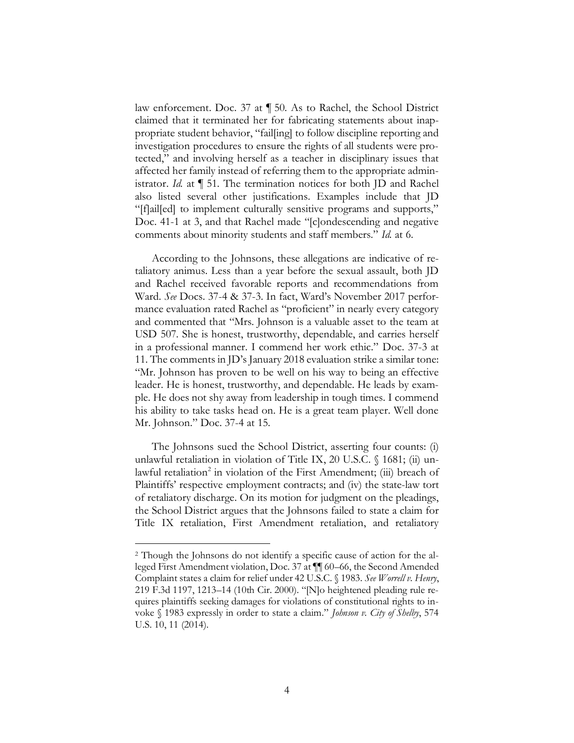law enforcement. Doc. 37 at ¶ 50. As to Rachel, the School District claimed that it terminated her for fabricating statements about inappropriate student behavior, "fail[ing] to follow discipline reporting and investigation procedures to ensure the rights of all students were protected," and involving herself as a teacher in disciplinary issues that affected her family instead of referring them to the appropriate administrator. *Id.* at ¶ 51. The termination notices for both JD and Rachel also listed several other justifications. Examples include that JD "[f]ail[ed] to implement culturally sensitive programs and supports," Doc. 41-1 at 3, and that Rachel made "[c]ondescending and negative comments about minority students and staff members." *Id.* at 6.

According to the Johnsons, these allegations are indicative of retaliatory animus. Less than a year before the sexual assault, both JD and Rachel received favorable reports and recommendations from Ward. *See* Docs. 37-4 & 37-3. In fact, Ward's November 2017 performance evaluation rated Rachel as "proficient" in nearly every category and commented that "Mrs. Johnson is a valuable asset to the team at USD 507. She is honest, trustworthy, dependable, and carries herself in a professional manner. I commend her work ethic." Doc. 37-3 at 11. The comments in JD's January 2018 evaluation strike a similar tone: "Mr. Johnson has proven to be well on his way to being an effective leader. He is honest, trustworthy, and dependable. He leads by example. He does not shy away from leadership in tough times. I commend his ability to take tasks head on. He is a great team player. Well done Mr. Johnson." Doc. 37-4 at 15.

The Johnsons sued the School District, asserting four counts: (i) unlawful retaliation in violation of Title IX, 20 U.S.C. § 1681; (ii) unlawful retaliation[2] in violation of the First Amendment; (iii) breach of Plaintiffs' respective employment contracts; and (iv) the state-law tort of retaliatory discharge. On its motion for judgment on the pleadings, the School District argues that the Johnsons failed to state a claim for Title IX retaliation, First Amendment retaliation, and retaliatory

---

[2] Though the Johnsons do not identify a specific cause of action for the alleged First Amendment violation, Doc. 37 at ¶¶ 60–66, the Second Amended Complaint states a claim for relief under 42 U.S.C. § 1983. *See Worrell v. Henry*, 219 F.3d 1197, 1213–14 (10th Cir. 2000). "[N]o heightened pleading rule requires plaintiffs seeking damages for violations of constitutional rights to invoke § 1983 expressly in order to state a claim." *Johnson v. City of Shelby*, 574 U.S. 10, 11 (2014).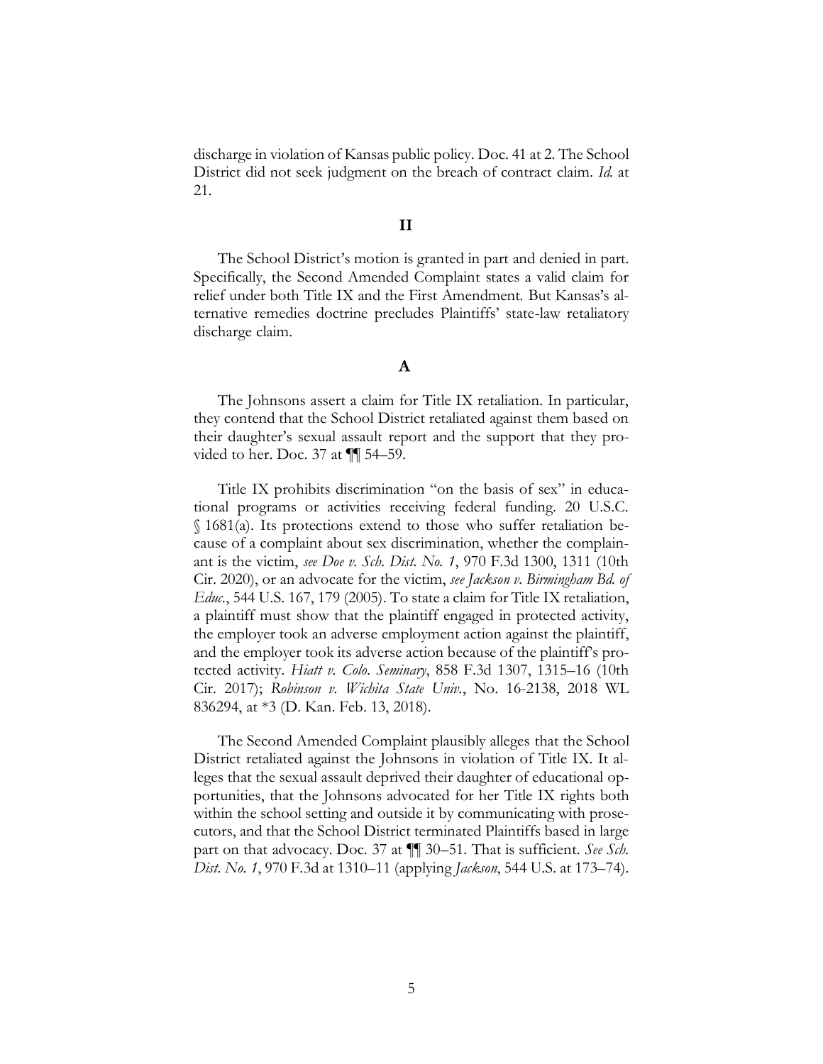discharge in violation of Kansas public policy. Doc. 41 at 2. The School District did not seek judgment on the breach of contract claim. *Id.* at 21.

## II

The School District's motion is granted in part and denied in part. Specifically, the Second Amended Complaint states a valid claim for relief under both Title IX and the First Amendment. But Kansas's alternative remedies doctrine precludes Plaintiffs' state-law retaliatory discharge claim.

### A

The Johnsons assert a claim for Title IX retaliation. In particular, they contend that the School District retaliated against them based on their daughter's sexual assault report and the support that they provided to her. Doc. 37 at ¶¶ 54–59.

Title IX prohibits discrimination "on the basis of sex" in educational programs or activities receiving federal funding. 20 U.S.C. § 1681(a). Its protections extend to those who suffer retaliation because of a complaint about sex discrimination, whether the complainant is the victim, *see Doe v. Sch. Dist. No. 1*, 970 F.3d 1300, 1311 (10th Cir. 2020), or an advocate for the victim, *see Jackson v. Birmingham Bd. of Educ.*, 544 U.S. 167, 179 (2005). To state a claim for Title IX retaliation, a plaintiff must show that the plaintiff engaged in protected activity, the employer took an adverse employment action against the plaintiff, and the employer took its adverse action because of the plaintiff's protected activity. *Hiatt v. Colo. Seminary*, 858 F.3d 1307, 1315–16 (10th Cir. 2017); *Robinson v. Wichita State Univ.*, No. 16-2138, 2018 WL 836294, at *3 (D. Kan. Feb. 13, 2018).

The Second Amended Complaint plausibly alleges that the School District retaliated against the Johnsons in violation of Title IX. It alleges that the sexual assault deprived their daughter of educational opportunities, that the Johnsons advocated for her Title IX rights both within the school setting and outside it by communicating with prosecutors, and that the School District terminated Plaintiffs based in large part on that advocacy. Doc. 37 at ¶¶ 30–51. That is sufficient. *See Sch. Dist. No. 1*, 970 F.3d at 1310–11 (applying *Jackson*, 544 U.S. at 173–74).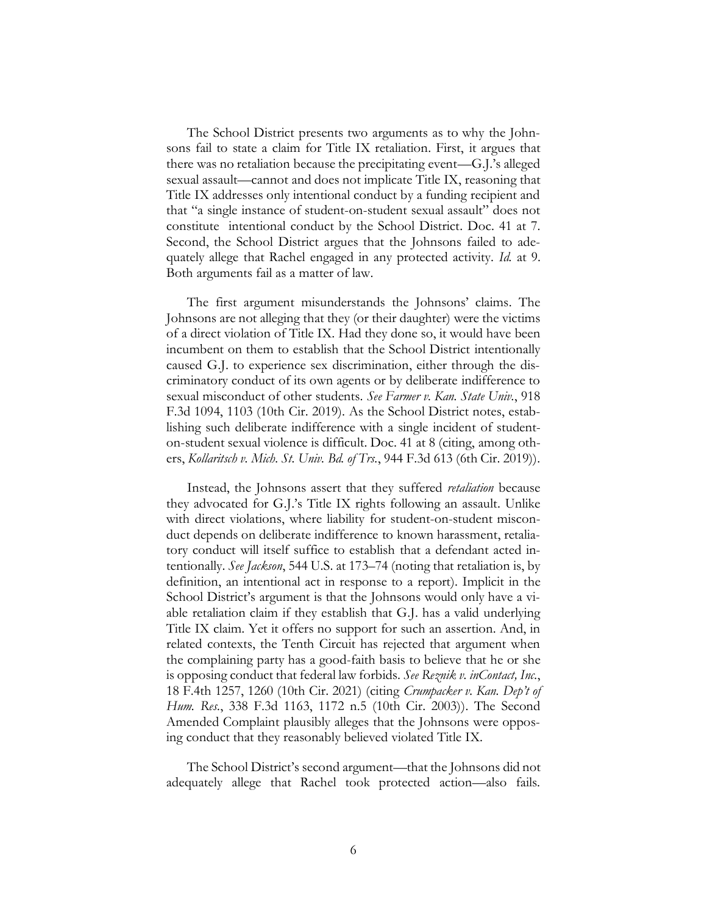The School District presents two arguments as to why the Johnsons fail to state a claim for Title IX retaliation. First, it argues that there was no retaliation because the precipitating event—G.J.'s alleged sexual assault—cannot and does not implicate Title IX, reasoning that Title IX addresses only intentional conduct by a funding recipient and that "a single instance of student-on-student sexual assault" does not constitute intentional conduct by the School District. Doc. 41 at 7. Second, the School District argues that the Johnsons failed to adequately allege that Rachel engaged in any protected activity. *Id.* at 9. Both arguments fail as a matter of law.

The first argument misunderstands the Johnsons' claims. The Johnsons are not alleging that they (or their daughter) were the victims of a direct violation of Title IX. Had they done so, it would have been incumbent on them to establish that the School District intentionally caused G.J. to experience sex discrimination, either through the discriminatory conduct of its own agents or by deliberate indifference to sexual misconduct of other students. *See Farmer v. Kan. State Univ.*, 918 F.3d 1094, 1103 (10th Cir. 2019). As the School District notes, establishing such deliberate indifference with a single incident of student-on-student sexual violence is difficult. Doc. 41 at 8 (citing, among others, *Kollaritsch v. Mich. St. Univ. Bd. of Trs.*, 944 F.3d 613 (6th Cir. 2019)).

Instead, the Johnsons assert that they suffered *retaliation* because they advocated for G.J.'s Title IX rights following an assault. Unlike with direct violations, where liability for student-on-student misconduct depends on deliberate indifference to known harassment, retaliatory conduct will itself suffice to establish that a defendant acted intentionally. *See Jackson*, 544 U.S. at 173–74 (noting that retaliation is, by definition, an intentional act in response to a report). Implicit in the School District's argument is that the Johnsons would only have a viable retaliation claim if they establish that G.J. has a valid underlying Title IX claim. Yet it offers no support for such an assertion. And, in related contexts, the Tenth Circuit has rejected that argument when the complaining party has a good-faith basis to believe that he or she is opposing conduct that federal law forbids. *See Reznik v. inContact, Inc.*, 18 F.4th 1257, 1260 (10th Cir. 2021) (citing *Crumpacker v. Kan. Dep't of Hum. Res.*, 338 F.3d 1163, 1172 n.5 (10th Cir. 2003)). The Second Amended Complaint plausibly alleges that the Johnsons were opposing conduct that they reasonably believed violated Title IX.

The School District's second argument—that the Johnsons did not adequately allege that Rachel took protected action—also fails.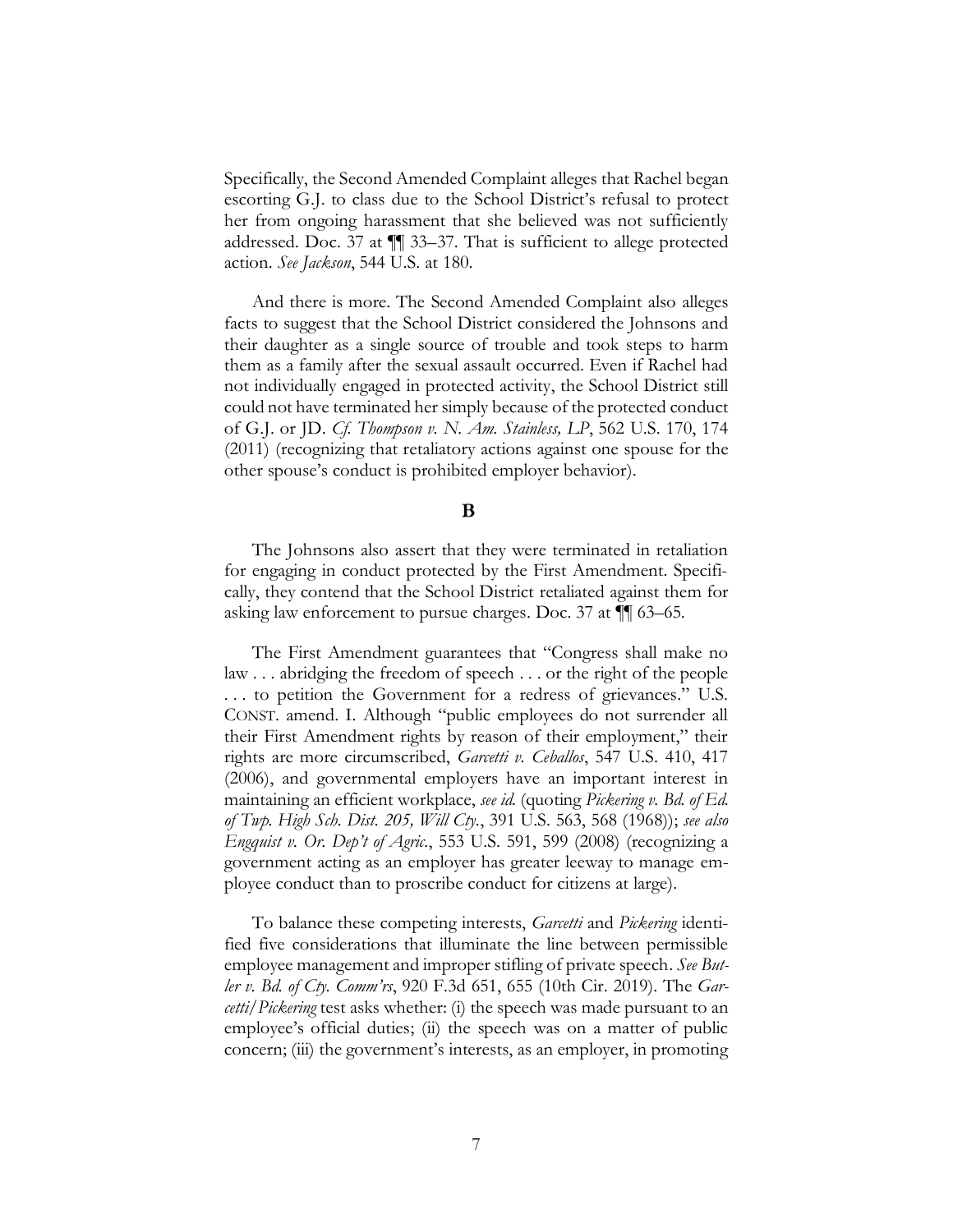Specifically, the Second Amended Complaint alleges that Rachel began escorting G.J. to class due to the School District's refusal to protect her from ongoing harassment that she believed was not sufficiently addressed. Doc. 37 at ¶¶ 33–37. That is sufficient to allege protected action. *See Jackson*, 544 U.S. at 180.

And there is more. The Second Amended Complaint also alleges facts to suggest that the School District considered the Johnsons and their daughter as a single source of trouble and took steps to harm them as a family after the sexual assault occurred. Even if Rachel had not individually engaged in protected activity, the School District still could not have terminated her simply because of the protected conduct of G.J. or JD. *Cf. Thompson v. N. Am. Stainless, LP*, 562 U.S. 170, 174 (2011) (recognizing that retaliatory actions against one spouse for the other spouse's conduct is prohibited employer behavior).

## B

The Johnsons also assert that they were terminated in retaliation for engaging in conduct protected by the First Amendment. Specifically, they contend that the School District retaliated against them for asking law enforcement to pursue charges. Doc. 37 at ¶¶ 63–65.

The First Amendment guarantees that "Congress shall make no law . . . abridging the freedom of speech . . . or the right of the people . . . to petition the Government for a redress of grievances." U.S. CONST. amend. I. Although "public employees do not surrender all their First Amendment rights by reason of their employment," their rights are more circumscribed, *Garcetti v. Ceballos*, 547 U.S. 410, 417 (2006), and governmental employers have an important interest in maintaining an efficient workplace, *see id.* (quoting *Pickering v. Bd. of Ed. of Twp. High Sch. Dist. 205, Will Cty.*, 391 U.S. 563, 568 (1968)); *see also Engquist v. Or. Dep't of Agric.*, 553 U.S. 591, 599 (2008) (recognizing a government acting as an employer has greater leeway to manage employee conduct than to proscribe conduct for citizens at large).

To balance these competing interests, *Garcetti* and *Pickering* identified five considerations that illuminate the line between permissible employee management and improper stifling of private speech. *See Butler v. Bd. of Cty. Comm'rs*, 920 F.3d 651, 655 (10th Cir. 2019). The *Garcetti/Pickering* test asks whether: (i) the speech was made pursuant to an employee's official duties; (ii) the speech was on a matter of public concern; (iii) the government's interests, as an employer, in promoting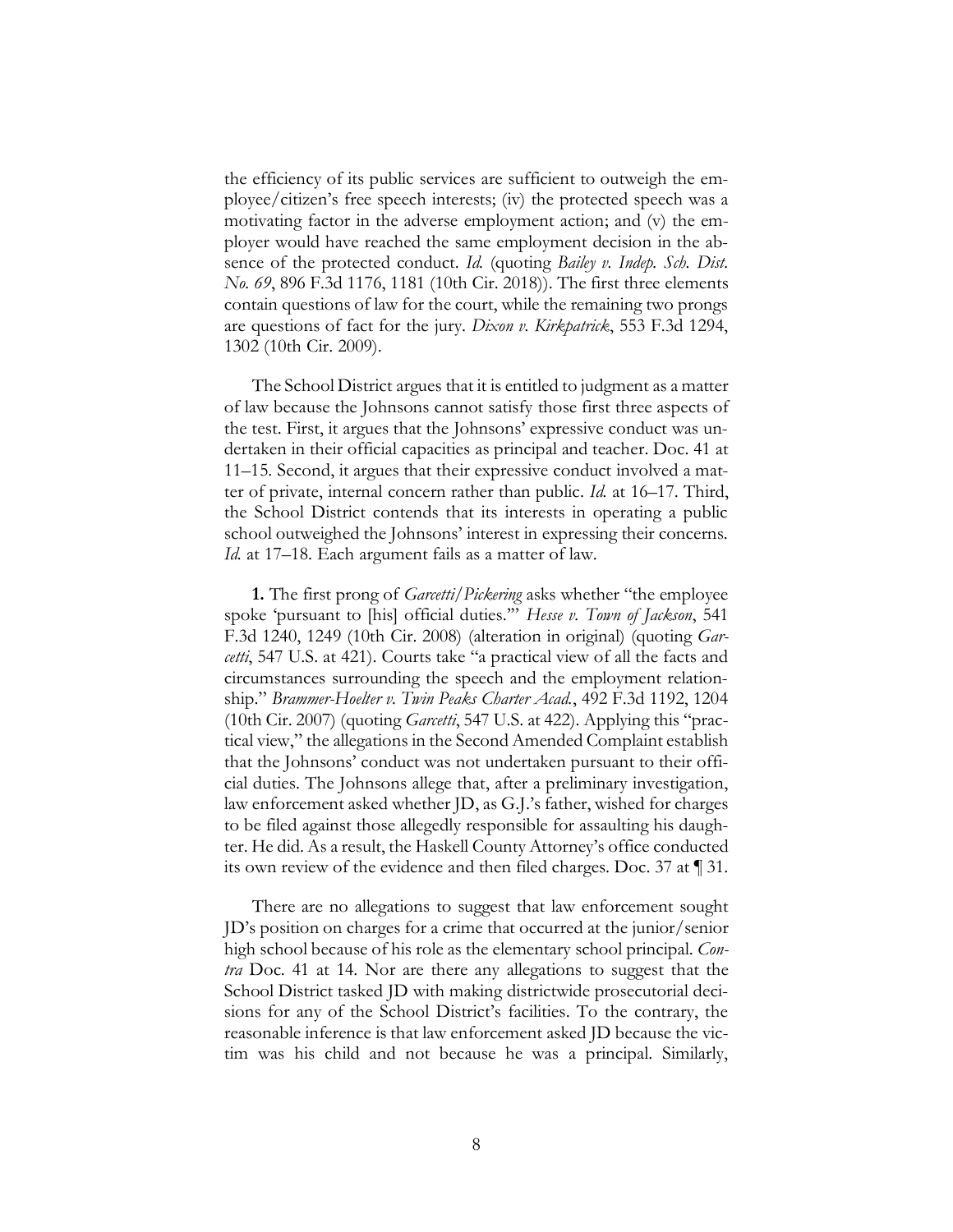the efficiency of its public services are sufficient to outweigh the employee/citizen's free speech interests; (iv) the protected speech was a motivating factor in the adverse employment action; and (v) the employer would have reached the same employment decision in the absence of the protected conduct. *Id.* (quoting *Bailey v. Indep. Sch. Dist. No. 69*, 896 F.3d 1176, 1181 (10th Cir. 2018)). The first three elements contain questions of law for the court, while the remaining two prongs are questions of fact for the jury. *Dixon v. Kirkpatrick*, 553 F.3d 1294, 1302 (10th Cir. 2009).

The School District argues that it is entitled to judgment as a matter of law because the Johnsons cannot satisfy those first three aspects of the test. First, it argues that the Johnsons' expressive conduct was undertaken in their official capacities as principal and teacher. Doc. 41 at 11–15. Second, it argues that their expressive conduct involved a matter of private, internal concern rather than public. *Id.* at 16–17. Third, the School District contends that its interests in operating a public school outweighed the Johnsons' interest in expressing their concerns. *Id.* at 17–18. Each argument fails as a matter of law.

**1.** The first prong of *Garcetti/Pickering* asks whether "the employee spoke 'pursuant to [his] official duties.'" *Hesse v. Town of Jackson*, 541 F.3d 1240, 1249 (10th Cir. 2008) (alteration in original) (quoting *Garcetti*, 547 U.S. at 421). Courts take "a practical view of all the facts and circumstances surrounding the speech and the employment relationship." *Brammer-Hoelter v. Twin Peaks Charter Acad.*, 492 F.3d 1192, 1204 (10th Cir. 2007) (quoting *Garcetti*, 547 U.S. at 422). Applying this "practical view," the allegations in the Second Amended Complaint establish that the Johnsons' conduct was not undertaken pursuant to their official duties. The Johnsons allege that, after a preliminary investigation, law enforcement asked whether JD, as G.J.'s father, wished for charges to be filed against those allegedly responsible for assaulting his daughter. He did. As a result, the Haskell County Attorney's office conducted its own review of the evidence and then filed charges. Doc. 37 at ¶ 31.

There are no allegations to suggest that law enforcement sought JD's position on charges for a crime that occurred at the junior/senior high school because of his role as the elementary school principal. *Contra* Doc. 41 at 14. Nor are there any allegations to suggest that the School District tasked JD with making districtwide prosecutorial decisions for any of the School District's facilities. To the contrary, the reasonable inference is that law enforcement asked JD because the victim was his child and not because he was a principal. Similarly,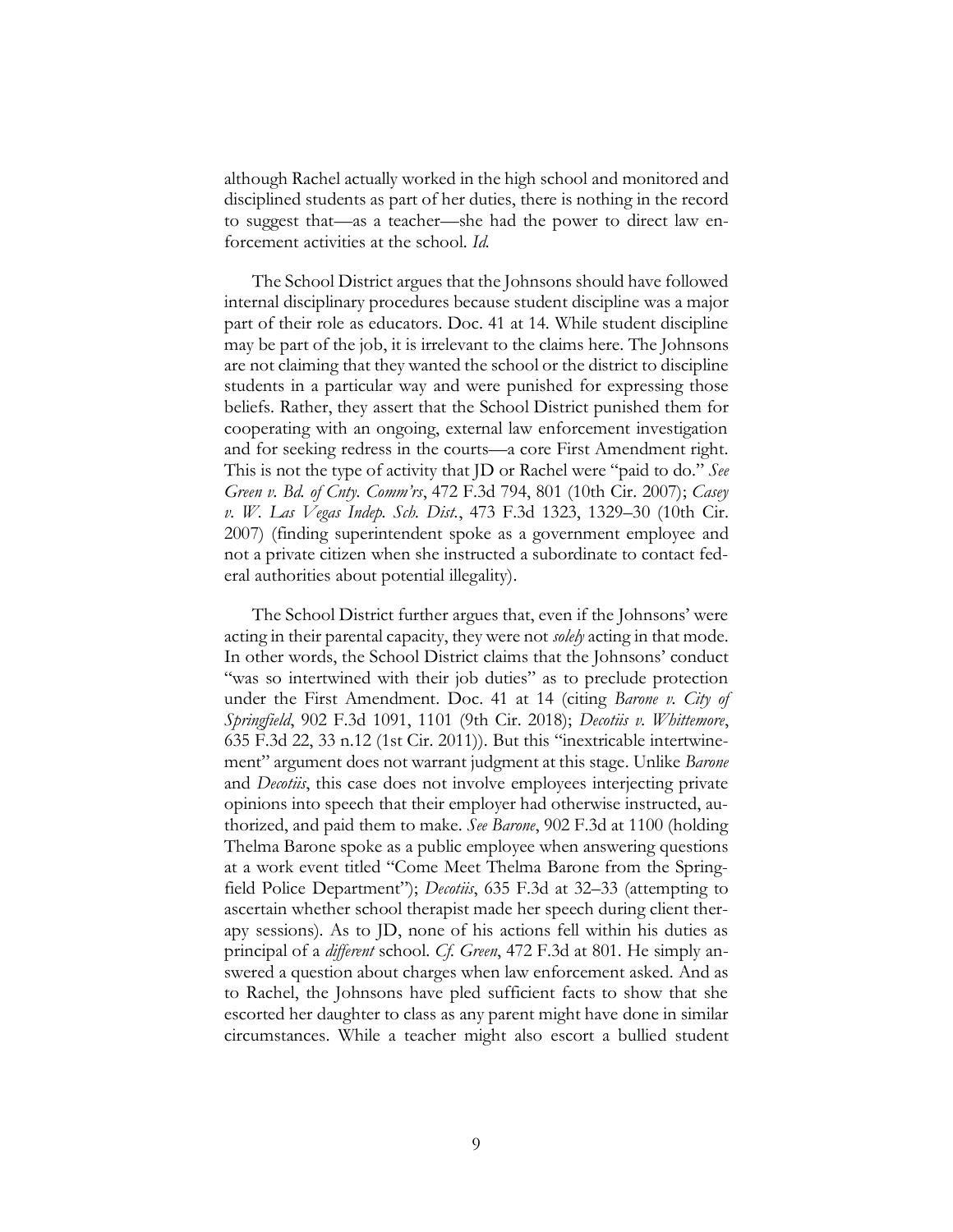although Rachel actually worked in the high school and monitored and disciplined students as part of her duties, there is nothing in the record to suggest that—as a teacher—she had the power to direct law enforcement activities at the school. *Id.*

The School District argues that the Johnsons should have followed internal disciplinary procedures because student discipline was a major part of their role as educators. Doc. 41 at 14. While student discipline may be part of the job, it is irrelevant to the claims here. The Johnsons are not claiming that they wanted the school or the district to discipline students in a particular way and were punished for expressing those beliefs. Rather, they assert that the School District punished them for cooperating with an ongoing, external law enforcement investigation and for seeking redress in the courts—a core First Amendment right. This is not the type of activity that JD or Rachel were "paid to do." *See Green v. Bd. of Cnty. Comm'rs*, 472 F.3d 794, 801 (10th Cir. 2007); *Casey v. W. Las Vegas Indep. Sch. Dist.*, 473 F.3d 1323, 1329–30 (10th Cir. 2007) (finding superintendent spoke as a government employee and not a private citizen when she instructed a subordinate to contact federal authorities about potential illegality).

The School District further argues that, even if the Johnsons' were acting in their parental capacity, they were not *solely* acting in that mode. In other words, the School District claims that the Johnsons' conduct "was so intertwined with their job duties" as to preclude protection under the First Amendment. Doc. 41 at 14 (citing *Barone v. City of Springfield*, 902 F.3d 1091, 1101 (9th Cir. 2018); *Decotiis v. Whittemore*, 635 F.3d 22, 33 n.12 (1st Cir. 2011)). But this "inextricable intertwinement" argument does not warrant judgment at this stage. Unlike *Barone* and *Decotiis*, this case does not involve employees interjecting private opinions into speech that their employer had otherwise instructed, authorized, and paid them to make. *See Barone*, 902 F.3d at 1100 (holding Thelma Barone spoke as a public employee when answering questions at a work event titled "Come Meet Thelma Barone from the Springfield Police Department"); *Decotiis*, 635 F.3d at 32–33 (attempting to ascertain whether school therapist made her speech during client therapy sessions). As to JD, none of his actions fell within his duties as principal of a *different* school. *Cf. Green*, 472 F.3d at 801. He simply answered a question about charges when law enforcement asked. And as to Rachel, the Johnsons have pled sufficient facts to show that she escorted her daughter to class as any parent might have done in similar circumstances. While a teacher might also escort a bullied student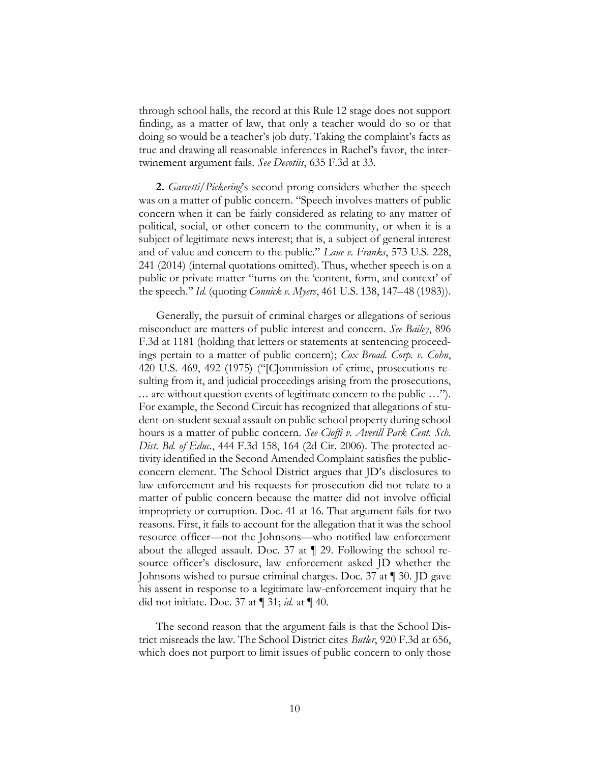through school halls, the record at this Rule 12 stage does not support finding, as a matter of law, that only a teacher would do so or that doing so would be a teacher's job duty. Taking the complaint's facts as true and drawing all reasonable inferences in Rachel's favor, the intertwinement argument fails. *See Decotiis*, 635 F.3d at 33.

**2.** *Garcetti/Pickering*'s second prong considers whether the speech was on a matter of public concern. "Speech involves matters of public concern when it can be fairly considered as relating to any matter of political, social, or other concern to the community, or when it is a subject of legitimate news interest; that is, a subject of general interest and of value and concern to the public." *Lane v. Franks*, 573 U.S. 228, 241 (2014) (internal quotations omitted). Thus, whether speech is on a public or private matter "turns on the 'content, form, and context' of the speech." *Id.* (quoting *Connick v. Myers*, 461 U.S. 138, 147–48 (1983)).

Generally, the pursuit of criminal charges or allegations of serious misconduct are matters of public interest and concern. *See Bailey*, 896 F.3d at 1181 (holding that letters or statements at sentencing proceedings pertain to a matter of public concern); *Cox Broad. Corp. v. Cohn*, 420 U.S. 469, 492 (1975) ("[C]ommission of crime, prosecutions resulting from it, and judicial proceedings arising from the prosecutions, … are without question events of legitimate concern to the public …"). For example, the Second Circuit has recognized that allegations of student-on-student sexual assault on public school property during school hours is a matter of public concern. *See Cioffi v. Averill Park Cent. Sch. Dist. Bd. of Educ.*, 444 F.3d 158, 164 (2d Cir. 2006). The protected activity identified in the Second Amended Complaint satisfies the public-concern element. The School District argues that JD's disclosures to law enforcement and his requests for prosecution did not relate to a matter of public concern because the matter did not involve official impropriety or corruption. Doc. 41 at 16. That argument fails for two reasons. First, it fails to account for the allegation that it was the school resource officer—not the Johnsons—who notified law enforcement about the alleged assault. Doc. 37 at ¶ 29. Following the school resource officer's disclosure, law enforcement asked JD whether the Johnsons wished to pursue criminal charges. Doc. 37 at ¶ 30. JD gave his assent in response to a legitimate law-enforcement inquiry that he did not initiate. Doc. 37 at ¶ 31; *id.* at ¶ 40.

The second reason that the argument fails is that the School District misreads the law. The School District cites *Butler*, 920 F.3d at 656, which does not purport to limit issues of public concern to only those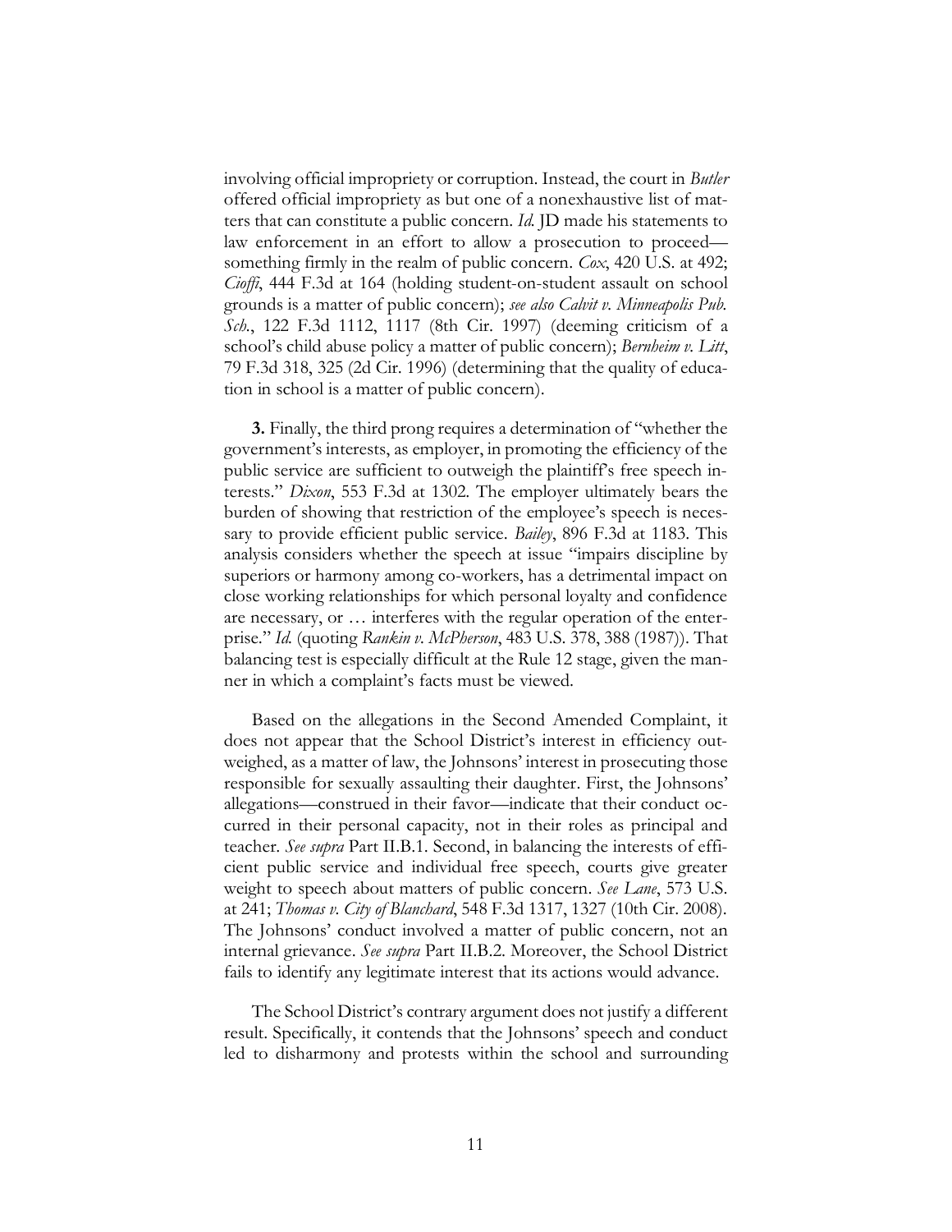involving official impropriety or corruption. Instead, the court in *Butler* offered official impropriety as but one of a nonexhaustive list of matters that can constitute a public concern. *Id.* JD made his statements to law enforcement in an effort to allow a prosecution to proceed—something firmly in the realm of public concern. *Cox*, 420 U.S. at 492; *Cioffi*, 444 F.3d at 164 (holding student-on-student assault on school grounds is a matter of public concern); *see also Calvit v. Minneapolis Pub. Sch.*, 122 F.3d 1112, 1117 (8th Cir. 1997) (deeming criticism of a school's child abuse policy a matter of public concern); *Bernheim v. Litt*, 79 F.3d 318, 325 (2d Cir. 1996) (determining that the quality of education in school is a matter of public concern).

**3.** Finally, the third prong requires a determination of "whether the government's interests, as employer, in promoting the efficiency of the public service are sufficient to outweigh the plaintiff's free speech interests." *Dixon*, 553 F.3d at 1302. The employer ultimately bears the burden of showing that restriction of the employee's speech is necessary to provide efficient public service. *Bailey*, 896 F.3d at 1183. This analysis considers whether the speech at issue "impairs discipline by superiors or harmony among co-workers, has a detrimental impact on close working relationships for which personal loyalty and confidence are necessary, or … interferes with the regular operation of the enterprise." *Id.* (quoting *Rankin v. McPherson*, 483 U.S. 378, 388 (1987)). That balancing test is especially difficult at the Rule 12 stage, given the manner in which a complaint's facts must be viewed.

Based on the allegations in the Second Amended Complaint, it does not appear that the School District's interest in efficiency outweighed, as a matter of law, the Johnsons' interest in prosecuting those responsible for sexually assaulting their daughter. First, the Johnsons' allegations—construed in their favor—indicate that their conduct occurred in their personal capacity, not in their roles as principal and teacher. *See supra* Part II.B.1. Second, in balancing the interests of efficient public service and individual free speech, courts give greater weight to speech about matters of public concern. *See Lane*, 573 U.S. at 241; *Thomas v. City of Blanchard*, 548 F.3d 1317, 1327 (10th Cir. 2008). The Johnsons' conduct involved a matter of public concern, not an internal grievance. *See supra* Part II.B.2. Moreover, the School District fails to identify any legitimate interest that its actions would advance.

The School District's contrary argument does not justify a different result. Specifically, it contends that the Johnsons' speech and conduct led to disharmony and protests within the school and surrounding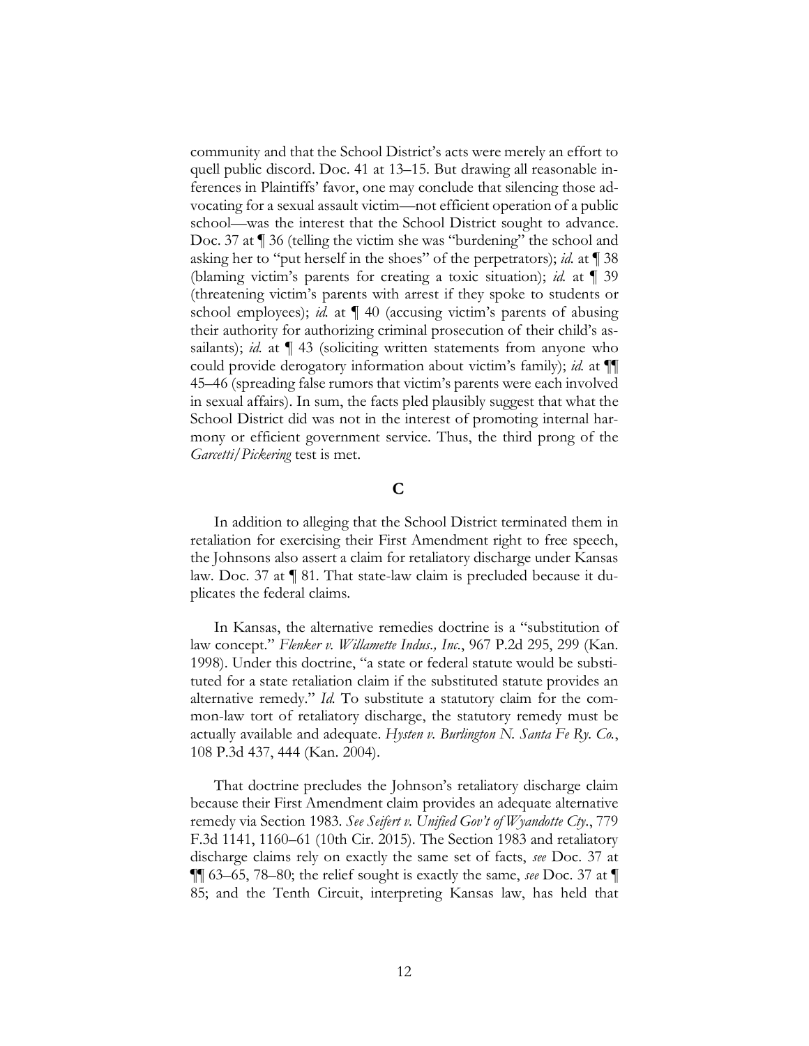community and that the School District's acts were merely an effort to quell public discord. Doc. 41 at 13–15. But drawing all reasonable inferences in Plaintiffs' favor, one may conclude that silencing those advocating for a sexual assault victim—not efficient operation of a public school—was the interest that the School District sought to advance. Doc. 37 at ¶ 36 (telling the victim she was "burdening" the school and asking her to "put herself in the shoes" of the perpetrators); *id.* at ¶ 38 (blaming victim's parents for creating a toxic situation); *id.* at ¶ 39 (threatening victim's parents with arrest if they spoke to students or school employees); *id.* at ¶ 40 (accusing victim's parents of abusing their authority for authorizing criminal prosecution of their child's assailants); *id.* at ¶ 43 (soliciting written statements from anyone who could provide derogatory information about victim's family); *id.* at ¶¶ 45–46 (spreading false rumors that victim's parents were each involved in sexual affairs). In sum, the facts pled plausibly suggest that what the School District did was not in the interest of promoting internal harmony or efficient government service. Thus, the third prong of the *Garcetti/Pickering* test is met.

## C

In addition to alleging that the School District terminated them in retaliation for exercising their First Amendment right to free speech, the Johnsons also assert a claim for retaliatory discharge under Kansas law. Doc. 37 at ¶ 81. That state-law claim is precluded because it duplicates the federal claims.

In Kansas, the alternative remedies doctrine is a "substitution of law concept." *Flenker v. Willamette Indus., Inc.*, 967 P.2d 295, 299 (Kan. 1998). Under this doctrine, "a state or federal statute would be substituted for a state retaliation claim if the substituted statute provides an alternative remedy." *Id.* To substitute a statutory claim for the common-law tort of retaliatory discharge, the statutory remedy must be actually available and adequate. *Hysten v. Burlington N. Santa Fe Ry. Co.*, 108 P.3d 437, 444 (Kan. 2004).

That doctrine precludes the Johnson's retaliatory discharge claim because their First Amendment claim provides an adequate alternative remedy via Section 1983. *See Seifert v. Unified Gov't of Wyandotte Cty.*, 779 F.3d 1141, 1160–61 (10th Cir. 2015). The Section 1983 and retaliatory discharge claims rely on exactly the same set of facts, *see* Doc. 37 at ¶¶ 63–65, 78–80; the relief sought is exactly the same, *see* Doc. 37 at ¶ 85; and the Tenth Circuit, interpreting Kansas law, has held that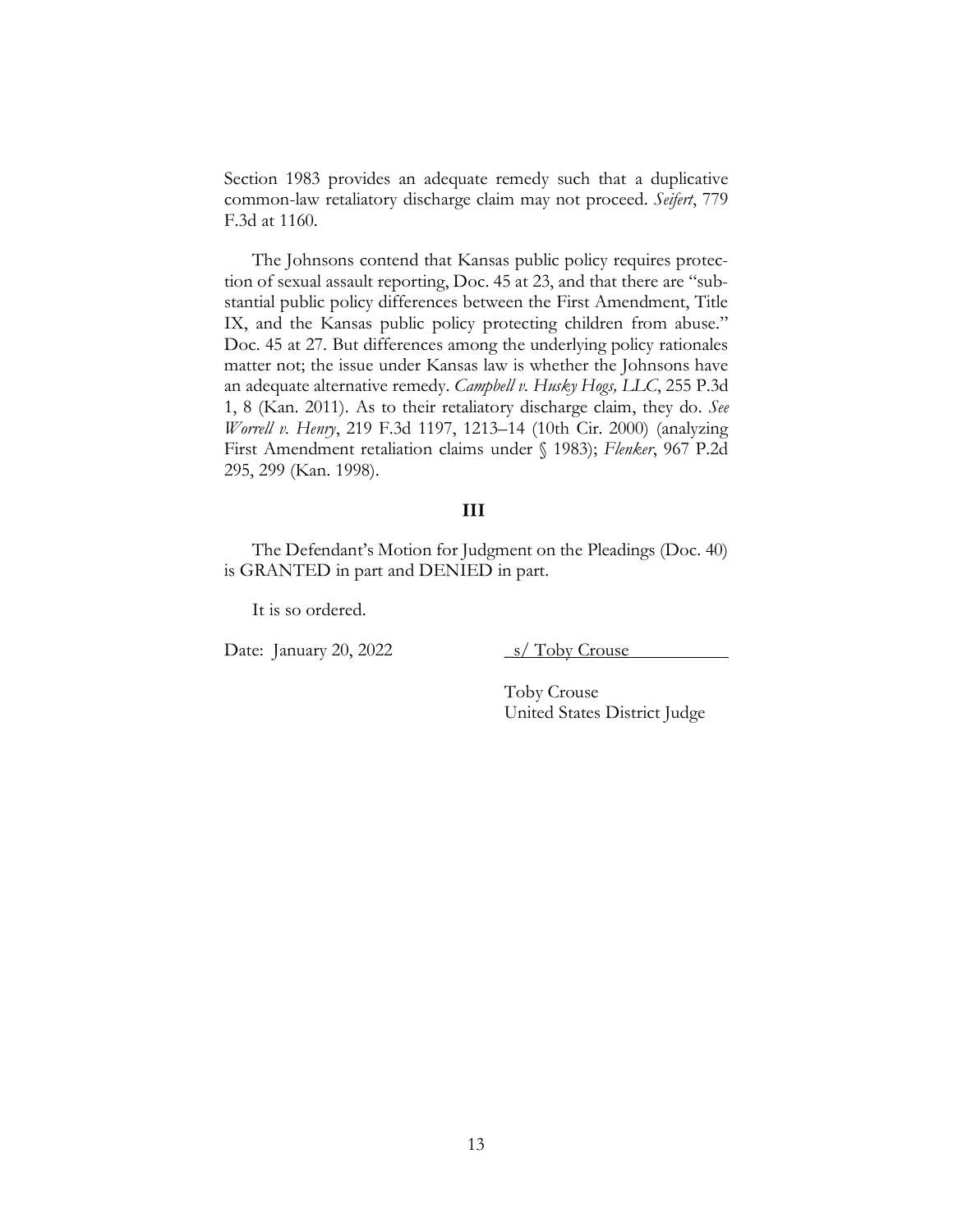Section 1983 provides an adequate remedy such that a duplicative common-law retaliatory discharge claim may not proceed. *Seifert*, 779 F.3d at 1160.

The Johnsons contend that Kansas public policy requires protection of sexual assault reporting, Doc. 45 at 23, and that there are "substantial public policy differences between the First Amendment, Title IX, and the Kansas public policy protecting children from abuse." Doc. 45 at 27. But differences among the underlying policy rationales matter not; the issue under Kansas law is whether the Johnsons have an adequate alternative remedy. *Campbell v. Husky Hogs, LLC*, 255 P.3d 1, 8 (Kan. 2011). As to their retaliatory discharge claim, they do. *See Worrell v. Henry*, 219 F.3d 1197, 1213–14 (10th Cir. 2000) (analyzing First Amendment retaliation claims under § 1983); *Flenker*, 967 P.2d 295, 299 (Kan. 1998).

## III

The Defendant's Motion for Judgment on the Pleadings (Doc. 40) is GRANTED in part and DENIED in part.

It is so ordered.

Date: January 20, 2022

s/ Toby Crouse

Toby Crouse
United States District Judge